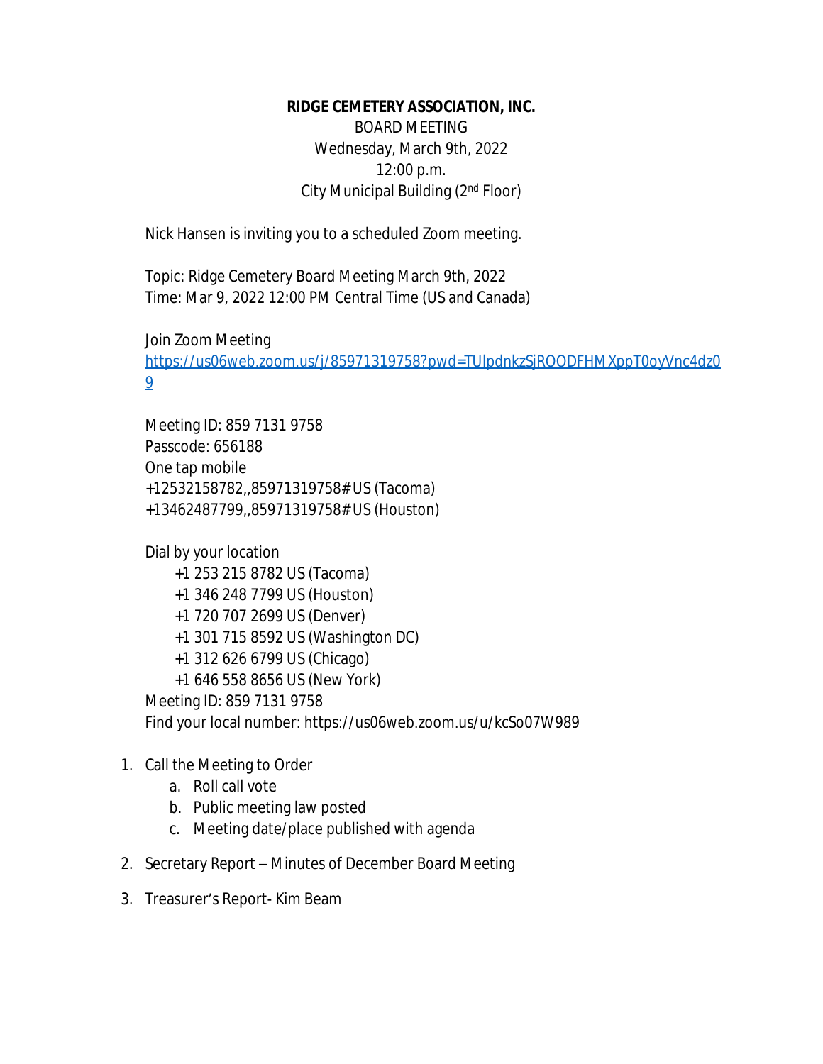**RIDGE CEMETERY ASSOCIATION, INC.**

BOARD MEETING

Wednesday, March 9th, 2022

12:00 p.m.

City Municipal Building (2nd Floor)

Nick Hansen is inviting you to a scheduled Zoom meeting.

Topic: Ridge Cemetery Board Meeting March 9th, 2022
Time: Mar 9, 2022 12:00 PM Central Time (US and Canada)

Join Zoom Meeting
https://us06web.zoom.us/j/85971319758?pwd=TUlpdnkzSjROODFHMXppT0oyVnc4dz09

Meeting ID: 859 7131 9758
Passcode: 656188
One tap mobile
+12532158782,,85971319758# US (Tacoma)
+13462487799,,85971319758# US (Houston)

Dial by your location
+1 253 215 8782 US (Tacoma)
+1 346 248 7799 US (Houston)
+1 720 707 2699 US (Denver)
+1 301 715 8592 US (Washington DC)
+1 312 626 6799 US (Chicago)
+1 646 558 8656 US (New York)
Meeting ID: 859 7131 9758
Find your local number: https://us06web.zoom.us/u/kcSo07W989

1. Call the Meeting to Order
    a. Roll call vote
    b. Public meeting law posted
    c. Meeting date/place published with agenda

2. Secretary Report – Minutes of December Board Meeting

3. Treasurer's Report- Kim Beam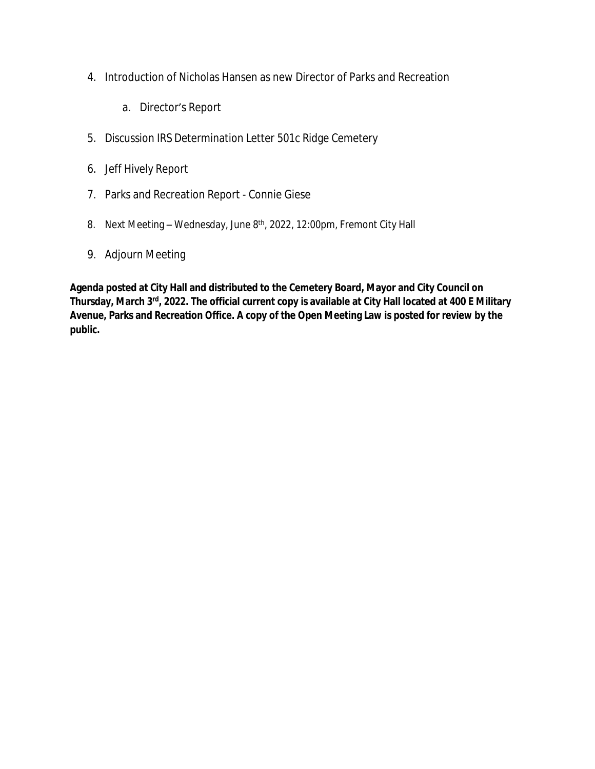4. Introduction of Nicholas Hansen as new Director of Parks and Recreation

    a. Director's Report

5. Discussion IRS Determination Letter 501c Ridge Cemetery

6. Jeff Hively Report

7. Parks and Recreation Report - Connie Giese

8. Next Meeting – Wednesday, June 8th, 2022, 12:00pm, Fremont City Hall

9. Adjourn Meeting

**Agenda posted at City Hall and distributed to the Cemetery Board, Mayor and City Council on Thursday, March 3rd, 2022. The official current copy is available at City Hall located at 400 E Military Avenue, Parks and Recreation Office. A copy of the Open Meeting Law is posted for review by the public.**